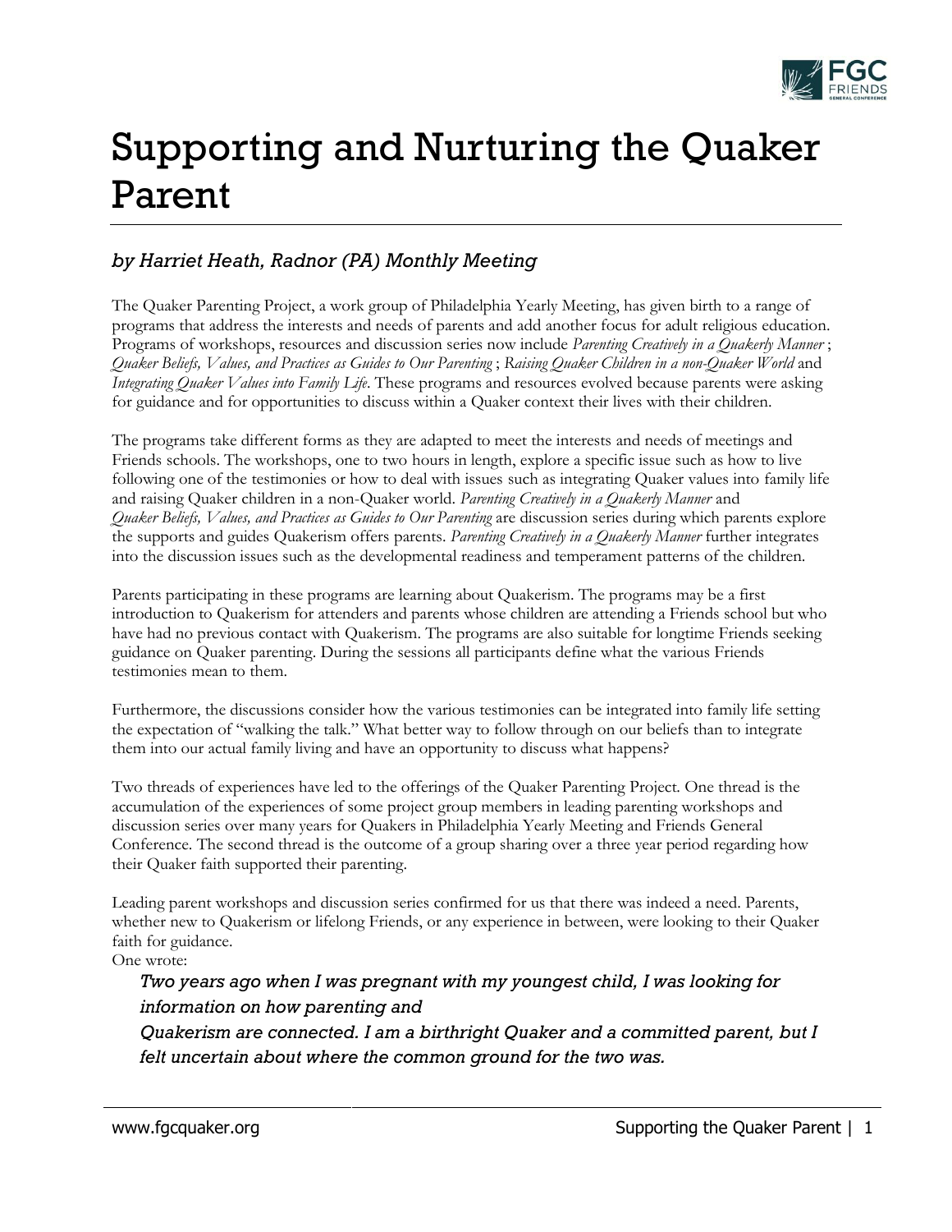# Supporting and Nurturing the Quaker Parent

*by Harriet Heath, Radnor (PA) Monthly Meeting*

The Quaker Parenting Project, a work group of Philadelphia Yearly Meeting, has given birth to a range of programs that address the interests and needs of parents and add another focus for adult religious education. Programs of workshops, resources and discussion series now include *Parenting Creatively in a Quakerly Manner* ; *Quaker Beliefs, Values, and Practices as Guides to Our Parenting* ; *Raising Quaker Children in a non-Quaker World* and *Integrating Quaker Values into Family Life*. These programs and resources evolved because parents were asking for guidance and for opportunities to discuss within a Quaker context their lives with their children.

The programs take different forms as they are adapted to meet the interests and needs of meetings and Friends schools. The workshops, one to two hours in length, explore a specific issue such as how to live following one of the testimonies or how to deal with issues such as integrating Quaker values into family life and raising Quaker children in a non-Quaker world. *Parenting Creatively in a Quakerly Manner* and *Quaker Beliefs, Values, and Practices as Guides to Our Parenting* are discussion series during which parents explore the supports and guides Quakerism offers parents. *Parenting Creatively in a Quakerly Manner* further integrates into the discussion issues such as the developmental readiness and temperament patterns of the children.

Parents participating in these programs are learning about Quakerism. The programs may be a first introduction to Quakerism for attenders and parents whose children are attending a Friends school but who have had no previous contact with Quakerism. The programs are also suitable for longtime Friends seeking guidance on Quaker parenting. During the sessions all participants define what the various Friends testimonies mean to them.

Furthermore, the discussions consider how the various testimonies can be integrated into family life setting the expectation of "walking the talk." What better way to follow through on our beliefs than to integrate them into our actual family living and have an opportunity to discuss what happens?

Two threads of experiences have led to the offerings of the Quaker Parenting Project. One thread is the accumulation of the experiences of some project group members in leading parenting workshops and discussion series over many years for Quakers in Philadelphia Yearly Meeting and Friends General Conference. The second thread is the outcome of a group sharing over a three year period regarding how their Quaker faith supported their parenting.

Leading parent workshops and discussion series confirmed for us that there was indeed a need. Parents, whether new to Quakerism or lifelong Friends, or any experience in between, were looking to their Quaker faith for guidance.

One wrote:

> *Two years ago when I was pregnant with my youngest child, I was looking for information on how parenting and Quakerism are connected. I am a birthright Quaker and a committed parent, but I felt uncertain about where the common ground for the two was.*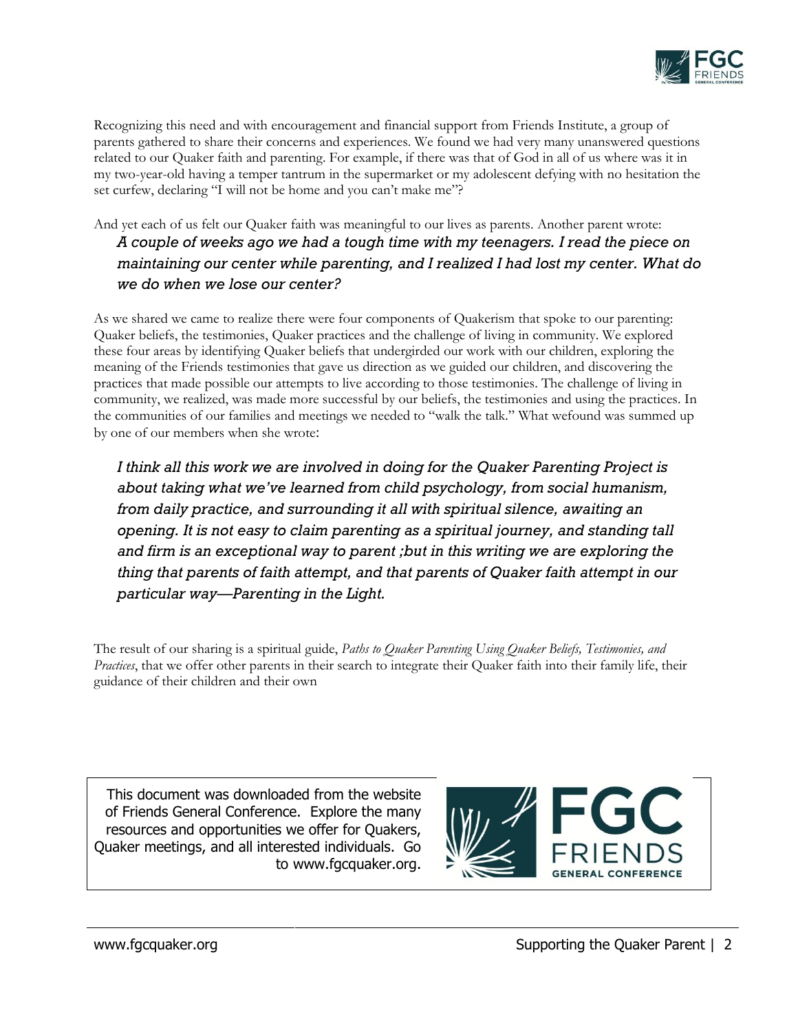Recognizing this need and with encouragement and financial support from Friends Institute, a group of parents gathered to share their concerns and experiences. We found we had very many unanswered questions related to our Quaker faith and parenting. For example, if there was that of God in all of us where was it in my two-year-old having a temper tantrum in the supermarket or my adolescent defying with no hesitation the set curfew, declaring "I will not be home and you can't make me"?

And yet each of us felt our Quaker faith was meaningful to our lives as parents. Another parent wrote:

> *A couple of weeks ago we had a tough time with my teenagers. I read the piece on maintaining our center while parenting, and I realized I had lost my center. What do we do when we lose our center?*

As we shared we came to realize there were four components of Quakerism that spoke to our parenting: Quaker beliefs, the testimonies, Quaker practices and the challenge of living in community. We explored these four areas by identifying Quaker beliefs that undergirded our work with our children, exploring the meaning of the Friends testimonies that gave us direction as we guided our children, and discovering the practices that made possible our attempts to live according to those testimonies. The challenge of living in community, we realized, was made more successful by our beliefs, the testimonies and using the practices. In the communities of our families and meetings we needed to "walk the talk." What wefound was summed up by one of our members when she wrote:

> *I think all this work we are involved in doing for the Quaker Parenting Project is about taking what we've learned from child psychology, from social humanism, from daily practice, and surrounding it all with spiritual silence, awaiting an opening. It is not easy to claim parenting as a spiritual journey, and standing tall and firm is an exceptional way to parent ;but in this writing we are exploring the thing that parents of faith attempt, and that parents of Quaker faith attempt in our particular way—Parenting in the Light.*

The result of our sharing is a spiritual guide, *Paths to Quaker Parenting Using Quaker Beliefs, Testimonies, and Practices*, that we offer other parents in their search to integrate their Quaker faith into their family life, their guidance of their children and their own

This document was downloaded from the website of Friends General Conference. Explore the many resources and opportunities we offer for Quakers, Quaker meetings, and all interested individuals. Go to www.fgcquaker.org.